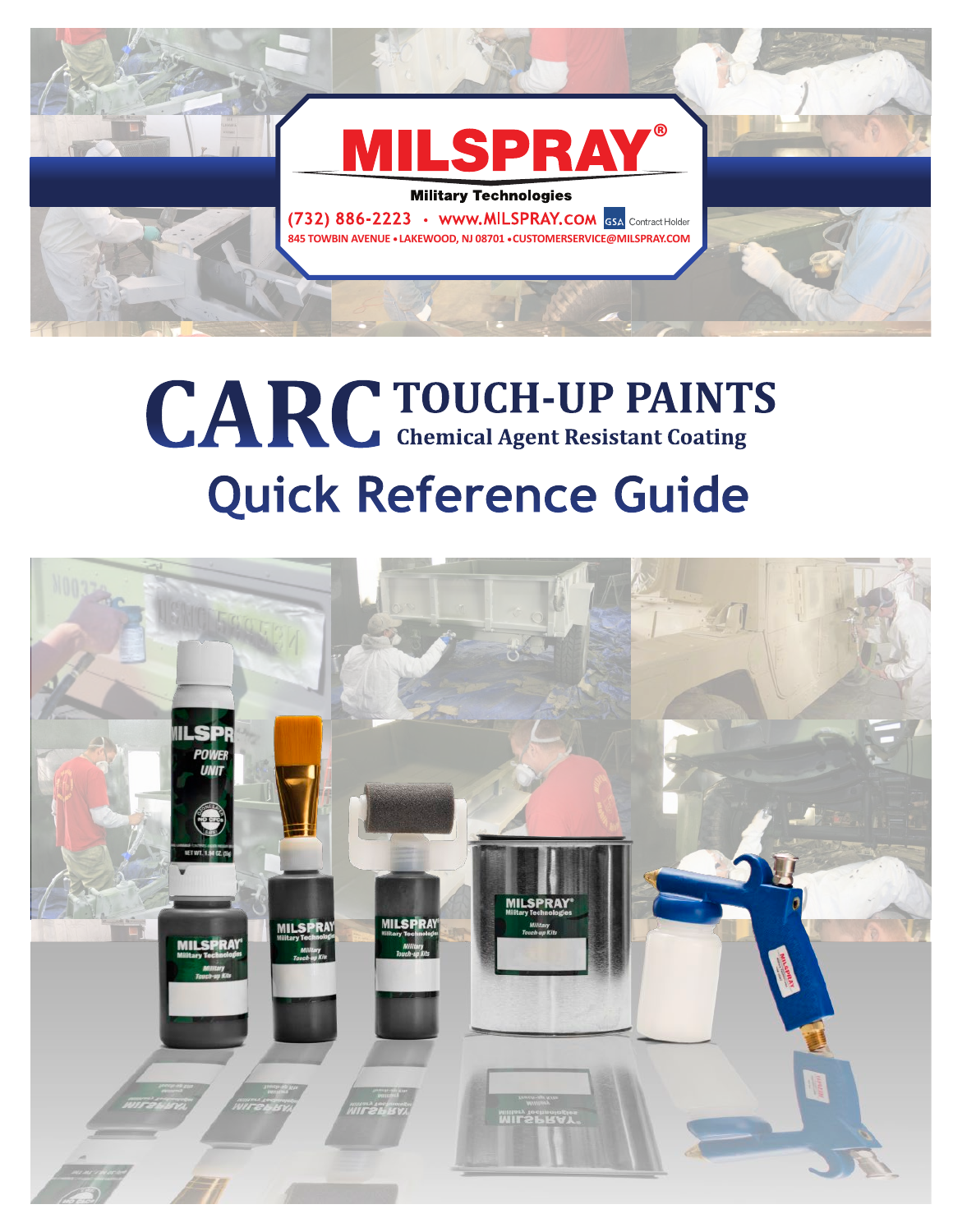# MILSPRAY®

**Military Technologies**

(732) 886-2223 • www.MILSPRAY.COM GSA Contract Holder

845 TOWBIN AVENUE • LAKEWOOD, NJ 08701 • CUSTOMERSERVICE@MILSPRAY.COM

# CARC TOUCH-UP PAINTS

## Chemical Agent Resistant Coating

# Quick Reference Guide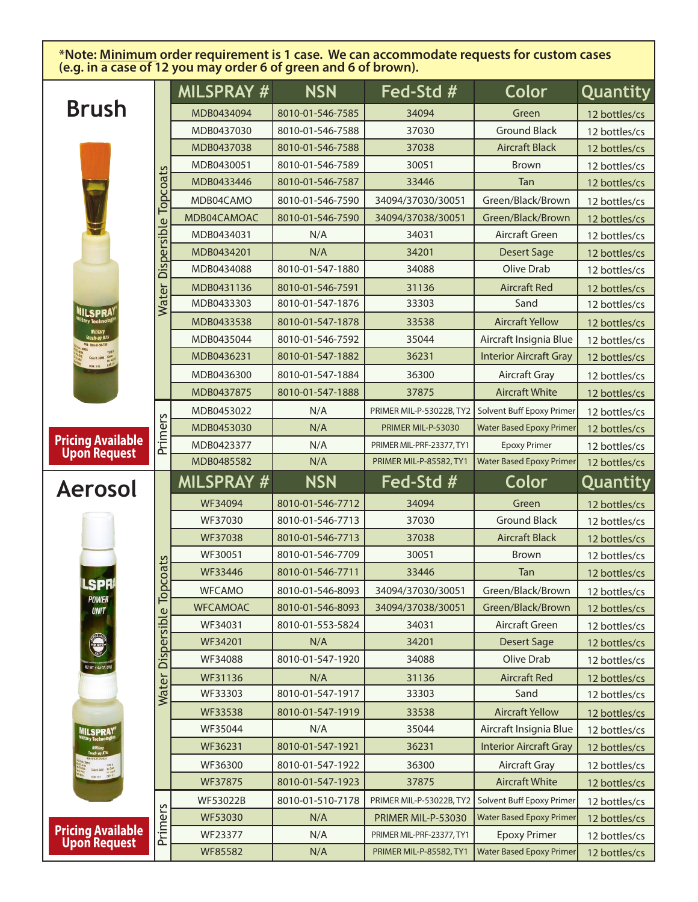***Note: <u>Minimum</u> order requirement is 1 case. We can accommodate requests for custom cases (e.g. in a case of 12 you may order 6 of green and 6 of brown).**

## Brush

**Pricing Available Upon Request**

| | MILSPRAY # | NSN | Fed-Std # | Color | Quantity |
|---|---|---|---|---|---|
| Water Dispersible Topcoats | MDB0434094 | 8010-01-546-7585 | 34094 | Green | 12 bottles/cs |
| | MDB0437030 | 8010-01-546-7588 | 37030 | Ground Black | 12 bottles/cs |
| | MDB0437038 | 8010-01-546-7588 | 37038 | Aircraft Black | 12 bottles/cs |
| | MDB0430051 | 8010-01-546-7589 | 30051 | Brown | 12 bottles/cs |
| | MDB0433446 | 8010-01-546-7587 | 33446 | Tan | 12 bottles/cs |
| | MDB04CAMO | 8010-01-546-7590 | 34094/37030/30051 | Green/Black/Brown | 12 bottles/cs |
| | MDB04CAMOAC | 8010-01-546-7590 | 34094/37038/30051 | Green/Black/Brown | 12 bottles/cs |
| | MDB0434031 | N/A | 34031 | Aircraft Green | 12 bottles/cs |
| | MDB0434201 | N/A | 34201 | Desert Sage | 12 bottles/cs |
| | MDB0434088 | 8010-01-547-1880 | 34088 | Olive Drab | 12 bottles/cs |
| | MDB0431136 | 8010-01-546-7591 | 31136 | Aircraft Red | 12 bottles/cs |
| | MDB0433303 | 8010-01-547-1876 | 33303 | Sand | 12 bottles/cs |
| | MDB0433538 | 8010-01-547-1878 | 33538 | Aircraft Yellow | 12 bottles/cs |
| | MDB0435044 | 8010-01-546-7592 | 35044 | Aircraft Insignia Blue | 12 bottles/cs |
| | MDB0436231 | 8010-01-547-1882 | 36231 | Interior Aircraft Gray | 12 bottles/cs |
| | MDB0436300 | 8010-01-547-1884 | 36300 | Aircraft Gray | 12 bottles/cs |
| | MDB0437875 | 8010-01-547-1888 | 37875 | Aircraft White | 12 bottles/cs |
| Primers | MDB0453022 | N/A | PRIMER MIL-P-53022B, TY2 | Solvent Buff Epoxy Primer | 12 bottles/cs |
| | MDB0453030 | N/A | PRIMER MIL-P-53030 | Water Based Epoxy Primer | 12 bottles/cs |
| | MDB0423377 | N/A | PRIMER MIL-PRF-23377, TY1 | Epoxy Primer | 12 bottles/cs |
| | MDB0485582 | N/A | PRIMER MIL-P-85582, TY1 | Water Based Epoxy Primer | 12 bottles/cs |

## Aerosol

**Pricing Available Upon Request**

| | MILSPRAY # | NSN | Fed-Std # | Color | Quantity |
|---|---|---|---|---|---|
| Water Dispersible Topcoats | WF34094 | 8010-01-546-7712 | 34094 | Green | 12 bottles/cs |
| | WF37030 | 8010-01-546-7713 | 37030 | Ground Black | 12 bottles/cs |
| | WF37038 | 8010-01-546-7713 | 37038 | Aircraft Black | 12 bottles/cs |
| | WF30051 | 8010-01-546-7709 | 30051 | Brown | 12 bottles/cs |
| | WF33446 | 8010-01-546-7711 | 33446 | Tan | 12 bottles/cs |
| | WFCAMO | 8010-01-546-8093 | 34094/37030/30051 | Green/Black/Brown | 12 bottles/cs |
| | WFCAMOAC | 8010-01-546-8093 | 34094/37038/30051 | Green/Black/Brown | 12 bottles/cs |
| | WF34031 | 8010-01-553-5824 | 34031 | Aircraft Green | 12 bottles/cs |
| | WF34201 | N/A | 34201 | Desert Sage | 12 bottles/cs |
| | WF34088 | 8010-01-547-1920 | 34088 | Olive Drab | 12 bottles/cs |
| | WF31136 | N/A | 31136 | Aircraft Red | 12 bottles/cs |
| | WF33303 | 8010-01-547-1917 | 33303 | Sand | 12 bottles/cs |
| | WF33538 | 8010-01-547-1919 | 33538 | Aircraft Yellow | 12 bottles/cs |
| | WF35044 | N/A | 35044 | Aircraft Insignia Blue | 12 bottles/cs |
| | WF36231 | 8010-01-547-1921 | 36231 | Interior Aircraft Gray | 12 bottles/cs |
| | WF36300 | 8010-01-547-1922 | 36300 | Aircraft Gray | 12 bottles/cs |
| | WF37875 | 8010-01-547-1923 | 37875 | Aircraft White | 12 bottles/cs |
| Primers | WF53022B | 8010-01-510-7178 | PRIMER MIL-P-53022B, TY2 | Solvent Buff Epoxy Primer | 12 bottles/cs |
| | WF53030 | N/A | PRIMER MIL-P-53030 | Water Based Epoxy Primer | 12 bottles/cs |
| | WF23377 | N/A | PRIMER MIL-PRF-23377, TY1 | Epoxy Primer | 12 bottles/cs |
| | WF85582 | N/A | PRIMER MIL-P-85582, TY1 | Water Based Epoxy Primer | 12 bottles/cs |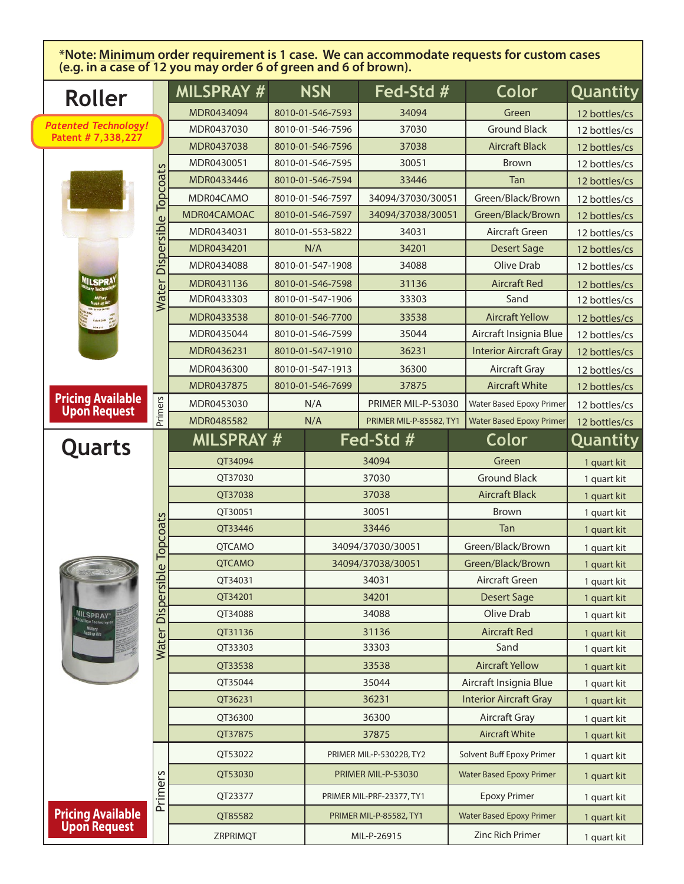***Note: Minimum order requirement is 1 case. We can accommodate requests for custom cases (e.g. in a case of 12 you may order 6 of green and 6 of brown).**

## Roller

**Patented Technology!**
**Patent # 7,338,227**

**Pricing Available Upon Request**

| | MILSPRAY # | NSN | Fed-Std # | Color | Quantity |
|---|---|---|---|---|---|
| Water Dispersible Topcoats | MDR0434094 | 8010-01-546-7593 | 34094 | Green | 12 bottles/cs |
| | MDR0437030 | 8010-01-546-7596 | 37030 | Ground Black | 12 bottles/cs |
| | MDR0437038 | 8010-01-546-7596 | 37038 | Aircraft Black | 12 bottles/cs |
| | MDR0430051 | 8010-01-546-7595 | 30051 | Brown | 12 bottles/cs |
| | MDR0433446 | 8010-01-546-7594 | 33446 | Tan | 12 bottles/cs |
| | MDR04CAMO | 8010-01-546-7597 | 34094/37030/30051 | Green/Black/Brown | 12 bottles/cs |
| | MDR04CAMOAC | 8010-01-546-7597 | 34094/37038/30051 | Green/Black/Brown | 12 bottles/cs |
| | MDR0434031 | 8010-01-553-5822 | 34031 | Aircraft Green | 12 bottles/cs |
| | MDR0434201 | N/A | 34201 | Desert Sage | 12 bottles/cs |
| | MDR0434088 | 8010-01-547-1908 | 34088 | Olive Drab | 12 bottles/cs |
| | MDR0431136 | 8010-01-546-7598 | 31136 | Aircraft Red | 12 bottles/cs |
| | MDR0433303 | 8010-01-547-1906 | 33303 | Sand | 12 bottles/cs |
| | MDR0433538 | 8010-01-546-7700 | 33538 | Aircraft Yellow | 12 bottles/cs |
| | MDR0435044 | 8010-01-546-7599 | 35044 | Aircraft Insignia Blue | 12 bottles/cs |
| | MDR0436231 | 8010-01-547-1910 | 36231 | Interior Aircraft Gray | 12 bottles/cs |
| | MDR0436300 | 8010-01-547-1913 | 36300 | Aircraft Gray | 12 bottles/cs |
| | MDR0437875 | 8010-01-546-7699 | 37875 | Aircraft White | 12 bottles/cs |
| Primers | MDR0453030 | N/A | PRIMER MIL-P-53030 | Water Based Epoxy Primer | 12 bottles/cs |
| | MDR0485582 | N/A | PRIMER MIL-P-85582, TY1 | Water Based Epoxy Primer | 12 bottles/cs |

## Quarts

**Pricing Available Upon Request**

| | MILSPRAY # | Fed-Std # | Color | Quantity |
|---|---|---|---|---|
| Water Dispersible Topcoats | QT34094 | 34094 | Green | 1 quart kit |
| | QT37030 | 37030 | Ground Black | 1 quart kit |
| | QT37038 | 37038 | Aircraft Black | 1 quart kit |
| | QT30051 | 30051 | Brown | 1 quart kit |
| | QT33446 | 33446 | Tan | 1 quart kit |
| | QTCAMO | 34094/37030/30051 | Green/Black/Brown | 1 quart kit |
| | QTCAMO | 34094/37038/30051 | Green/Black/Brown | 1 quart kit |
| | QT34031 | 34031 | Aircraft Green | 1 quart kit |
| | QT34201 | 34201 | Desert Sage | 1 quart kit |
| | QT34088 | 34088 | Olive Drab | 1 quart kit |
| | QT31136 | 31136 | Aircraft Red | 1 quart kit |
| | QT33303 | 33303 | Sand | 1 quart kit |
| | QT33538 | 33538 | Aircraft Yellow | 1 quart kit |
| | QT35044 | 35044 | Aircraft Insignia Blue | 1 quart kit |
| | QT36231 | 36231 | Interior Aircraft Gray | 1 quart kit |
| | QT36300 | 36300 | Aircraft Gray | 1 quart kit |
| | QT37875 | 37875 | Aircraft White | 1 quart kit |
| Primers | QT53022 | PRIMER MIL-P-53022B, TY2 | Solvent Buff Epoxy Primer | 1 quart kit |
| | QT53030 | PRIMER MIL-P-53030 | Water Based Epoxy Primer | 1 quart kit |
| | QT23377 | PRIMER MIL-PRF-23377, TY1 | Epoxy Primer | 1 quart kit |
| | QT85582 | PRIMER MIL-P-85582, TY1 | Water Based Epoxy Primer | 1 quart kit |
| | ZRPRIMQT | MIL-P-26915 | Zinc Rich Primer | 1 quart kit |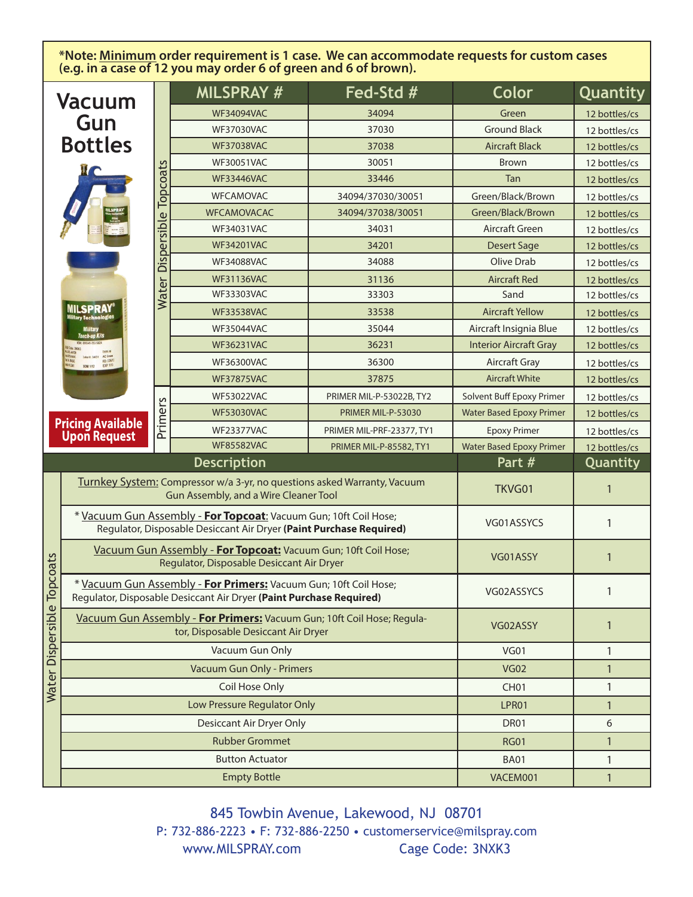**\*Note: Minimum order requirement is 1 case. We can accommodate requests for custom cases (e.g. in a case of 12 you may order 6 of green and 6 of brown).**

# Vacuum Gun Bottles

**Pricing Available Upon Request**

| Category | MILSPRAY # | Fed-Std # | Color | Quantity |
|---|---|---|---|---|
| Water Dispersible Topcoats | WF34094VAC | 34094 | Green | 12 bottles/cs |
| | WF37030VAC | 37030 | Ground Black | 12 bottles/cs |
| | WF37038VAC | 37038 | Aircraft Black | 12 bottles/cs |
| | WF30051VAC | 30051 | Brown | 12 bottles/cs |
| | WF33446VAC | 33446 | Tan | 12 bottles/cs |
| | WFCAMOVAC | 34094/37030/30051 | Green/Black/Brown | 12 bottles/cs |
| | WFCAMOVACAC | 34094/37038/30051 | Green/Black/Brown | 12 bottles/cs |
| | WF34031VAC | 34031 | Aircraft Green | 12 bottles/cs |
| | WF34201VAC | 34201 | Desert Sage | 12 bottles/cs |
| | WF34088VAC | 34088 | Olive Drab | 12 bottles/cs |
| | WF31136VAC | 31136 | Aircraft Red | 12 bottles/cs |
| | WF33303VAC | 33303 | Sand | 12 bottles/cs |
| | WF33538VAC | 33538 | Aircraft Yellow | 12 bottles/cs |
| | WF35044VAC | 35044 | Aircraft Insignia Blue | 12 bottles/cs |
| | WF36231VAC | 36231 | Interior Aircraft Gray | 12 bottles/cs |
| | WF36300VAC | 36300 | Aircraft Gray | 12 bottles/cs |
| | WF37875VAC | 37875 | Aircraft White | 12 bottles/cs |
| Primers | WF53022VAC | PRIMER MIL-P-53022B, TY2 | Solvent Buff Epoxy Primer | 12 bottles/cs |
| | WF53030VAC | PRIMER MIL-P-53030 | Water Based Epoxy Primer | 12 bottles/cs |
| | WF23377VAC | PRIMER MIL-PRF-23377, TY1 | Epoxy Primer | 12 bottles/cs |
| | WF85582VAC | PRIMER MIL-P-85582, TY1 | Water Based Epoxy Primer | 12 bottles/cs |

| Category | Description | Part # | Quantity |
|---|---|---|---|
| Water Dispersible Topcoats | Turnkey System: Compressor w/a 3-yr, no questions asked Warranty, Vacuum Gun Assembly, and a Wire Cleaner Tool | TKVG01 | 1 |
| | * Vacuum Gun Assembly - **For Topcoat**: Vacuum Gun; 10ft Coil Hose; Regulator, Disposable Desiccant Air Dryer **(Paint Purchase Required)** | VG01ASSYCS | 1 |
| | Vacuum Gun Assembly - **For Topcoat:** Vacuum Gun; 10ft Coil Hose; Regulator, Disposable Desiccant Air Dryer | VG01ASSY | 1 |
| | * Vacuum Gun Assembly - **For Primers:** Vacuum Gun; 10ft Coil Hose; Regulator, Disposable Desiccant Air Dryer **(Paint Purchase Required)** | VG02ASSYCS | 1 |
| | Vacuum Gun Assembly - **For Primers:** Vacuum Gun; 10ft Coil Hose; Regulator, Disposable Desiccant Air Dryer | VG02ASSY | 1 |
| | Vacuum Gun Only | VG01 | 1 |
| | Vacuum Gun Only - Primers | VG02 | 1 |
| | Coil Hose Only | CH01 | 1 |
| | Low Pressure Regulator Only | LPR01 | 1 |
| | Desiccant Air Dryer Only | DR01 | 6 |
| | Rubber Grommet | RG01 | 1 |
| | Button Actuator | BA01 | 1 |
| | Empty Bottle | VACEM001 | 1 |

845 Towbin Avenue, Lakewood, NJ 08701

P: 732-886-2223 • F: 732-886-2250 • customerservice@milspray.com

www.MILSPRAY.com Cage Code: 3NXK3